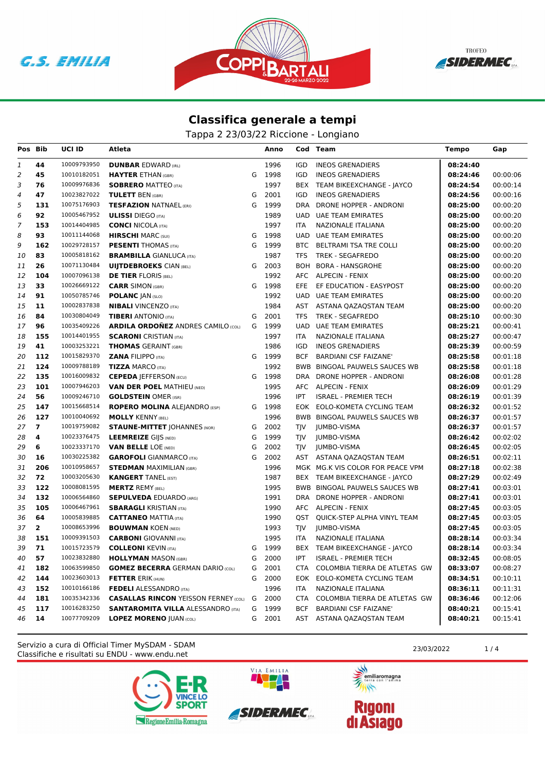## Classifica generale a tempi

Tappa 2 23/03/22 Riccione - Longiano

| Pos | Bib | UCI ID | Atleta | | Anno | Cod | Team | Tempo | Gap |
|---|---|---|---|---|---|---|---|---|---|
| 1 | 44 | 10009793950 | **DUNBAR** EDWARD (IRL) | | 1996 | IGD | INEOS GRENADIERS | 08:24:40 | |
| 2 | 45 | 10010182051 | **HAYTER** ETHAN (GBR) | G | 1998 | IGD | INEOS GRENADIERS | 08:24:46 | 00:00:06 |
| 3 | 76 | 10009976836 | **SOBRERO** MATTEO (ITA) | | 1997 | BEX | TEAM BIKEEXCHANGE - JAYCO | 08:24:54 | 00:00:14 |
| 4 | 47 | 10023827022 | **TULETT** BEN (GBR) | G | 2001 | IGD | INEOS GRENADIERS | 08:24:56 | 00:00:16 |
| 5 | 131 | 10075176903 | **TESFAZION** NATNAEL (ERI) | G | 1999 | DRA | DRONE HOPPER - ANDRONI | 08:25:00 | 00:00:20 |
| 6 | 92 | 10005467952 | **ULISSI** DIEGO (ITA) | | 1989 | UAD | UAE TEAM EMIRATES | 08:25:00 | 00:00:20 |
| 7 | 153 | 10014404985 | **CONCI** NICOLA (ITA) | | 1997 | ITA | NAZIONALE ITALIANA | 08:25:00 | 00:00:20 |
| 8 | 93 | 10011144068 | **HIRSCHI** MARC (SUI) | G | 1998 | UAD | UAE TEAM EMIRATES | 08:25:00 | 00:00:20 |
| 9 | 162 | 10029728157 | **PESENTI** THOMAS (ITA) | G | 1999 | BTC | BELTRAMI TSA TRE COLLI | 08:25:00 | 00:00:20 |
| 10 | 83 | 10005818162 | **BRAMBILLA** GIANLUCA (ITA) | | 1987 | TFS | TREK - SEGAFREDO | 08:25:00 | 00:00:20 |
| 11 | 26 | 10071130484 | **UIJTDEBROEKS** CIAN (BEL) | G | 2003 | BOH | BORA - HANSGROHE | 08:25:00 | 00:00:20 |
| 12 | 104 | 10007096138 | **DE TIER** FLORIS (BEL) | | 1992 | AFC | ALPECIN - FENIX | 08:25:00 | 00:00:20 |
| 13 | 33 | 10026669122 | **CARR** SIMON (GBR) | G | 1998 | EFE | EF EDUCATION - EASYPOST | 08:25:00 | 00:00:20 |
| 14 | 91 | 10050785746 | **POLANC** JAN (SLO) | | 1992 | UAD | UAE TEAM EMIRATES | 08:25:00 | 00:00:20 |
| 15 | 11 | 10002837838 | **NIBALI** VINCENZO (ITA) | | 1984 | AST | ASTANA QAZAQSTAN TEAM | 08:25:00 | 00:00:20 |
| 16 | 84 | 10030804049 | **TIBERI** ANTONIO (ITA) | G | 2001 | TFS | TREK - SEGAFREDO | 08:25:10 | 00:00:30 |
| 17 | 96 | 10035409226 | **ARDILA ORDOÑEZ** ANDRES CAMILO (COL) | G | 1999 | UAD | UAE TEAM EMIRATES | 08:25:21 | 00:00:41 |
| 18 | 155 | 10014401955 | **SCARONI** CRISTIAN (ITA) | | 1997 | ITA | NAZIONALE ITALIANA | 08:25:27 | 00:00:47 |
| 19 | 41 | 10003253221 | **THOMAS** GERAINT (GBR) | | 1986 | IGD | INEOS GRENADIERS | 08:25:39 | 00:00:59 |
| 20 | 112 | 10015829370 | **ZANA** FILIPPO (ITA) | G | 1999 | BCF | BARDIANI CSF FAIZANE' | 08:25:58 | 00:01:18 |
| 21 | 124 | 10009788189 | **TIZZA** MARCO (ITA) | | 1992 | BWB | BINGOAL PAUWELS SAUCES WB | 08:25:58 | 00:01:18 |
| 22 | 135 | 10016009832 | **CEPEDA** JEFFERSON (ECU) | G | 1998 | DRA | DRONE HOPPER - ANDRONI | 08:26:08 | 00:01:28 |
| 23 | 101 | 10007946203 | **VAN DER POEL** MATHIEU (NED) | | 1995 | AFC | ALPECIN - FENIX | 08:26:09 | 00:01:29 |
| 24 | 56 | 10009246710 | **GOLDSTEIN** OMER (ISR) | | 1996 | IPT | ISRAEL - PREMIER TECH | 08:26:19 | 00:01:39 |
| 25 | 147 | 10015668514 | **ROPERO MOLINA** ALEJANDRO (ESP) | G | 1998 | EOK | EOLO-KOMETA CYCLING TEAM | 08:26:32 | 00:01:52 |
| 26 | 127 | 10010040692 | **MOLLY** KENNY (BEL) | | 1996 | BWB | BINGOAL PAUWELS SAUCES WB | 08:26:37 | 00:01:57 |
| 27 | 7 | 10019759082 | **STAUNE-MITTET** JOHANNES (NOR) | G | 2002 | TJV | JUMBO-VISMA | 08:26:37 | 00:01:57 |
| 28 | 4 | 10023376475 | **LEEMREIZE** GIJS (NED) | G | 1999 | TJV | JUMBO-VISMA | 08:26:42 | 00:02:02 |
| 29 | 6 | 10023337170 | **VAN BELLE** LOE (NED) | G | 2002 | TJV | JUMBO-VISMA | 08:26:45 | 00:02:05 |
| 30 | 16 | 10030225382 | **GAROFOLI** GIANMARCO (ITA) | G | 2002 | AST | ASTANA QAZAQSTAN TEAM | 08:26:51 | 00:02:11 |
| 31 | 206 | 10010958657 | **STEDMAN** MAXIMILIAN (GBR) | | 1996 | MGK | MG.K VIS COLOR FOR PEACE VPM | 08:27:18 | 00:02:38 |
| 32 | 72 | 10003205630 | **KANGERT** TANEL (EST) | | 1987 | BEX | TEAM BIKEEXCHANGE - JAYCO | 08:27:29 | 00:02:49 |
| 33 | 122 | 10008081595 | **MERTZ** REMY (BEL) | | 1995 | BWB | BINGOAL PAUWELS SAUCES WB | 08:27:41 | 00:03:01 |
| 34 | 132 | 10006564860 | **SEPULVEDA** EDUARDO (ARG) | | 1991 | DRA | DRONE HOPPER - ANDRONI | 08:27:41 | 00:03:01 |
| 35 | 105 | 10006467961 | **SBARAGLI** KRISTIAN (ITA) | | 1990 | AFC | ALPECIN - FENIX | 08:27:45 | 00:03:05 |
| 36 | 64 | 10005839885 | **CATTANEO** MATTIA (ITA) | | 1990 | QST | QUICK-STEP ALPHA VINYL TEAM | 08:27:45 | 00:03:05 |
| 37 | 2 | 10008653996 | **BOUWMAN** KOEN (NED) | | 1993 | TJV | JUMBO-VISMA | 08:27:45 | 00:03:05 |
| 38 | 151 | 10009391503 | **CARBONI** GIOVANNI (ITA) | | 1995 | ITA | NAZIONALE ITALIANA | 08:28:14 | 00:03:34 |
| 39 | 71 | 10015723579 | **COLLEONI** KEVIN (ITA) | G | 1999 | BEX | TEAM BIKEEXCHANGE - JAYCO | 08:28:14 | 00:03:34 |
| 40 | 57 | 10023832880 | **HOLLYMAN** MASON (GBR) | G | 2000 | IPT | ISRAEL - PREMIER TECH | 08:32:45 | 00:08:05 |
| 41 | 182 | 10063599850 | **GOMEZ BECERRA** GERMAN DARIO (COL) | G | 2001 | CTA | COLOMBIA TIERRA DE ATLETAS GW | 08:33:07 | 00:08:27 |
| 42 | 144 | 10023603013 | **FETTER** ERIK (HUN) | G | 2000 | EOK | EOLO-KOMETA CYCLING TEAM | 08:34:51 | 00:10:11 |
| 43 | 152 | 10010166186 | **FEDELI** ALESSANDRO (ITA) | | 1996 | ITA | NAZIONALE ITALIANA | 08:36:11 | 00:11:31 |
| 44 | 181 | 10035342336 | **CASALLAS RINCON** YEISSON FERNEY (COL) | G | 2000 | CTA | COLOMBIA TIERRA DE ATLETAS GW | 08:36:46 | 00:12:06 |
| 45 | 117 | 10016283250 | **SANTAROMITA VILLA** ALESSANDRO (ITA) | G | 1999 | BCF | BARDIANI CSF FAIZANE' | 08:40:21 | 00:15:41 |
| 46 | 14 | 10077709209 | **LOPEZ MORENO** JUAN (COL) | G | 2001 | AST | ASTANA QAZAQSTAN TEAM | 08:40:21 | 00:15:41 |

Servizio a cura di Official Timer MySDAM - SDAM
Classifiche e risultati su ENDU - www.endu.net

23/03/2022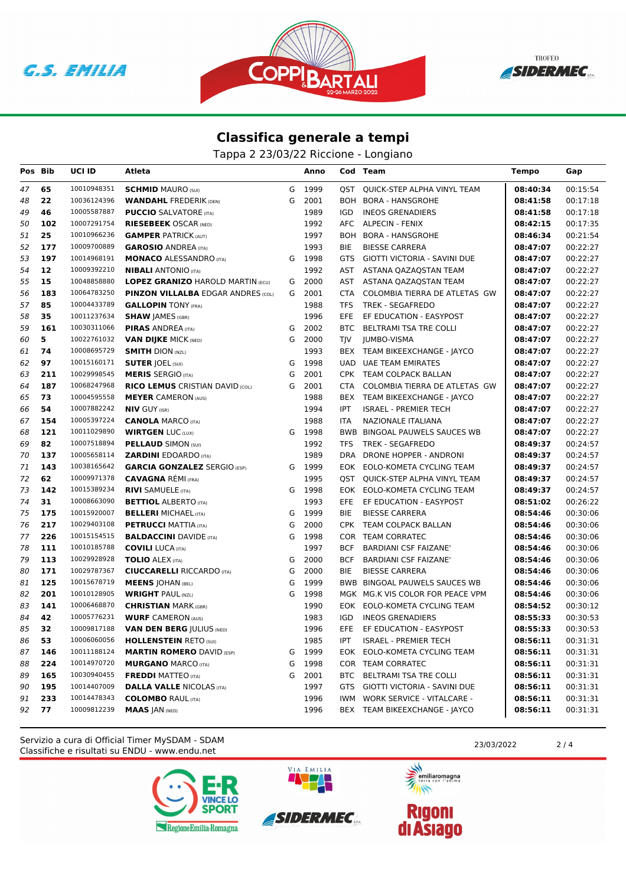## Classifica generale a tempi

Tappa 2 23/03/22 Riccione - Longiano

| Pos | Bib | UCI ID | Atleta | | Anno | Cod | Team | Tempo | Gap |
|---|---|---|---|---|---|---|---|---|---|
| 47 | 65 | 10010948351 | **SCHMID** MAURO (SUI) | G | 1999 | QST | QUICK-STEP ALPHA VINYL TEAM | **08:40:34** | 00:15:54 |
| 48 | 22 | 10036124396 | **WANDAHL** FREDERIK (DEN) | G | 2001 | BOH | BORA - HANSGROHE | **08:41:58** | 00:17:18 |
| 49 | 46 | 10005587887 | **PUCCIO** SALVATORE (ITA) | | 1989 | IGD | INEOS GRENADIERS | **08:41:58** | 00:17:18 |
| 50 | 102 | 10007291754 | **RIESEBEEK** OSCAR (NED) | | 1992 | AFC | ALPECIN - FENIX | **08:42:15** | 00:17:35 |
| 51 | 25 | 10010966236 | **GAMPER** PATRICK (AUT) | | 1997 | BOH | BORA - HANSGROHE | **08:46:34** | 00:21:54 |
| 52 | 177 | 10009700889 | **GAROSIO** ANDREA (ITA) | | 1993 | BIE | BIESSE CARRERA | **08:47:07** | 00:22:27 |
| 53 | 197 | 10014968191 | **MONACO** ALESSANDRO (ITA) | G | 1998 | GTS | GIOTTI VICTORIA - SAVINI DUE | **08:47:07** | 00:22:27 |
| 54 | 12 | 10009392210 | **NIBALI** ANTONIO (ITA) | | 1992 | AST | ASTANA QAZAQSTAN TEAM | **08:47:07** | 00:22:27 |
| 55 | 15 | 10048858880 | **LOPEZ GRANIZO** HAROLD MARTIN (ECU) | G | 2000 | AST | ASTANA QAZAQSTAN TEAM | **08:47:07** | 00:22:27 |
| 56 | 183 | 10064783250 | **PINZON VILLALBA** EDGAR ANDRES (COL) | G | 2001 | CTA | COLOMBIA TIERRA DE ATLETAS GW | **08:47:07** | 00:22:27 |
| 57 | 85 | 10004433789 | **GALLOPIN** TONY (FRA) | | 1988 | TFS | TREK - SEGAFREDO | **08:47:07** | 00:22:27 |
| 58 | 35 | 10011237634 | **SHAW** JAMES (GBR) | | 1996 | EFE | EF EDUCATION - EASYPOST | **08:47:07** | 00:22:27 |
| 59 | 161 | 10030311066 | **PIRAS** ANDREA (ITA) | G | 2002 | BTC | BELTRAMI TSA TRE COLLI | **08:47:07** | 00:22:27 |
| 60 | 5 | 10022761032 | **VAN DIJKE** MICK (NED) | G | 2000 | TJV | JUMBO-VISMA | **08:47:07** | 00:22:27 |
| 61 | 74 | 10008695729 | **SMITH** DION (NZL) | | 1993 | BEX | TEAM BIKEEXCHANGE - JAYCO | **08:47:07** | 00:22:27 |
| 62 | 97 | 10015160171 | **SUTER** JOEL (SUI) | G | 1998 | UAD | UAE TEAM EMIRATES | **08:47:07** | 00:22:27 |
| 63 | 211 | 10029998545 | **MERIS** SERGIO (ITA) | G | 2001 | CPK | TEAM COLPACK BALLAN | **08:47:07** | 00:22:27 |
| 64 | 187 | 10068247968 | **RICO LEMUS** CRISTIAN DAVID (COL) | G | 2001 | CTA | COLOMBIA TIERRA DE ATLETAS GW | **08:47:07** | 00:22:27 |
| 65 | 73 | 10004595558 | **MEYER** CAMERON (AUS) | | 1988 | BEX | TEAM BIKEEXCHANGE - JAYCO | **08:47:07** | 00:22:27 |
| 66 | 54 | 10007882242 | **NIV** GUY (ISR) | | 1994 | IPT | ISRAEL - PREMIER TECH | **08:47:07** | 00:22:27 |
| 67 | 154 | 10005397224 | **CANOLA** MARCO (ITA) | | 1988 | ITA | NAZIONALE ITALIANA | **08:47:07** | 00:22:27 |
| 68 | 121 | 10011029890 | **WIRTGEN** LUC (LUX) | G | 1998 | BWB | BINGOAL PAUWELS SAUCES WB | **08:47:07** | 00:22:27 |
| 69 | 82 | 10007518894 | **PELLAUD** SIMON (SUI) | | 1992 | TFS | TREK - SEGAFREDO | **08:49:37** | 00:24:57 |
| 70 | 137 | 10005658114 | **ZARDINI** EDOARDO (ITA) | | 1989 | DRA | DRONE HOPPER - ANDRONI | **08:49:37** | 00:24:57 |
| 71 | 143 | 10038165642 | **GARCIA GONZALEZ** SERGIO (ESP) | G | 1999 | EOK | EOLO-KOMETA CYCLING TEAM | **08:49:37** | 00:24:57 |
| 72 | 62 | 10009971378 | **CAVAGNA** RÉMI (FRA) | | 1995 | QST | QUICK-STEP ALPHA VINYL TEAM | **08:49:37** | 00:24:57 |
| 73 | 142 | 10015389234 | **RIVI** SAMUELE (ITA) | G | 1998 | EOK | EOLO-KOMETA CYCLING TEAM | **08:49:37** | 00:24:57 |
| 74 | 31 | 10008663090 | **BETTIOL** ALBERTO (ITA) | | 1993 | EFE | EF EDUCATION - EASYPOST | **08:51:02** | 00:26:22 |
| 75 | 175 | 10015920007 | **BELLERI** MICHAEL (ITA) | G | 1999 | BIE | BIESSE CARRERA | **08:54:46** | 00:30:06 |
| 76 | 217 | 10029403108 | **PETRUCCI** MATTIA (ITA) | G | 2000 | CPK | TEAM COLPACK BALLAN | **08:54:46** | 00:30:06 |
| 77 | 226 | 10015154515 | **BALDACCINI** DAVIDE (ITA) | G | 1998 | COR | TEAM CORRATEC | **08:54:46** | 00:30:06 |
| 78 | 111 | 10010185788 | **COVILI** LUCA (ITA) | | 1997 | BCF | BARDIANI CSF FAIZANE' | **08:54:46** | 00:30:06 |
| 79 | 113 | 10029928928 | **TOLIO** ALEX (ITA) | G | 2000 | BCF | BARDIANI CSF FAIZANE' | **08:54:46** | 00:30:06 |
| 80 | 171 | 10029787367 | **CIUCCARELLI** RICCARDO (ITA) | G | 2000 | BIE | BIESSE CARRERA | **08:54:46** | 00:30:06 |
| 81 | 125 | 10015678719 | **MEENS** JOHAN (BEL) | G | 1999 | BWB | BINGOAL PAUWELS SAUCES WB | **08:54:46** | 00:30:06 |
| 82 | 201 | 10010128905 | **WRIGHT** PAUL (NZL) | G | 1998 | MGK | MG.K VIS COLOR FOR PEACE VPM | **08:54:46** | 00:30:06 |
| 83 | 141 | 10006468870 | **CHRISTIAN** MARK (GBR) | | 1990 | EOK | EOLO-KOMETA CYCLING TEAM | **08:54:52** | 00:30:12 |
| 84 | 42 | 10005776231 | **WURF** CAMERON (AUS) | | 1983 | IGD | INEOS GRENADIERS | **08:55:33** | 00:30:53 |
| 85 | 32 | 10009817188 | **VAN DEN BERG** JULIUS (NED) | | 1996 | EFE | EF EDUCATION - EASYPOST | **08:55:33** | 00:30:53 |
| 86 | 53 | 10006060056 | **HOLLENSTEIN** RETO (SUI) | | 1985 | IPT | ISRAEL - PREMIER TECH | **08:56:11** | 00:31:31 |
| 87 | 146 | 10011188124 | **MARTIN ROMERO** DAVID (ESP) | G | 1999 | EOK | EOLO-KOMETA CYCLING TEAM | **08:56:11** | 00:31:31 |
| 88 | 224 | 10014970720 | **MURGANO** MARCO (ITA) | G | 1998 | COR | TEAM CORRATEC | **08:56:11** | 00:31:31 |
| 89 | 165 | 10030940455 | **FREDDI** MATTEO (ITA) | G | 2001 | BTC | BELTRAMI TSA TRE COLLI | **08:56:11** | 00:31:31 |
| 90 | 195 | 10014407009 | **DALLA VALLE** NICOLAS (ITA) | | 1997 | GTS | GIOTTI VICTORIA - SAVINI DUE | **08:56:11** | 00:31:31 |
| 91 | 233 | 10014478343 | **COLOMBO** RAUL (ITA) | | 1996 | IWM | WORK SERVICE - VITALCARE - | **08:56:11** | 00:31:31 |
| 92 | 77 | 10009812239 | **MAAS** JAN (NED) | | 1996 | BEX | TEAM BIKEEXCHANGE - JAYCO | **08:56:11** | 00:31:31 |

Servizio a cura di Official Timer MySDAM - SDAM
Classifiche e risultati su ENDU - www.endu.net

23/03/2022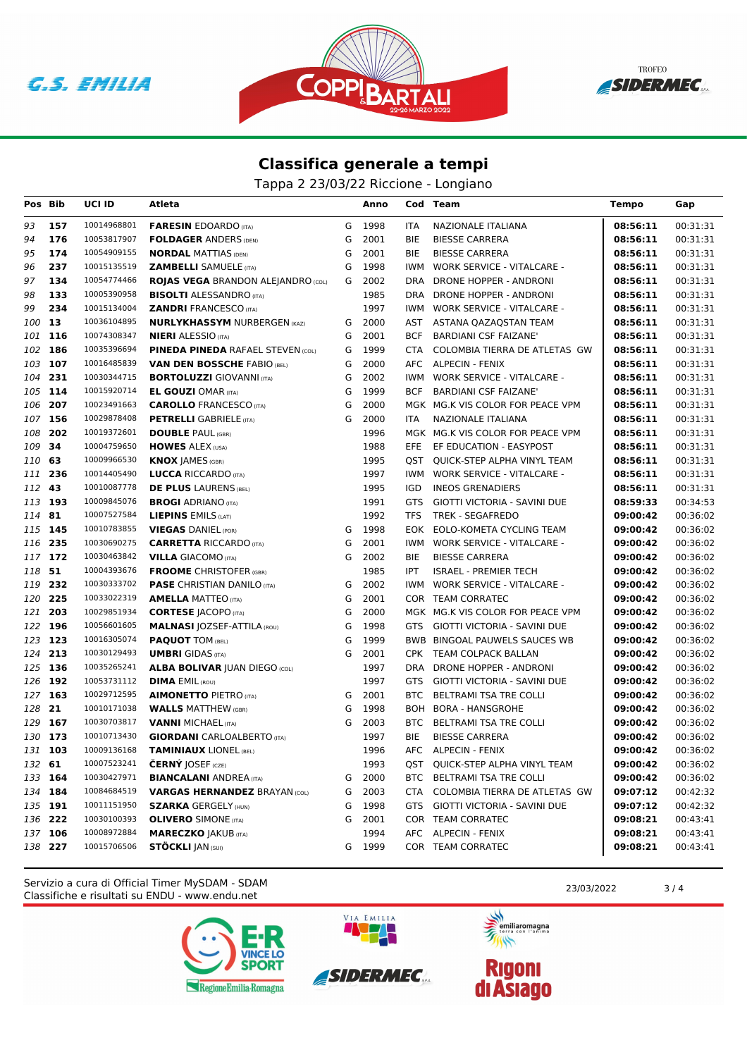## Classifica generale a tempi

Tappa 2 23/03/22 Riccione - Longiano

| Pos | Bib | UCI ID | Atleta | | Anno | Cod | Team | Tempo | Gap |
|---|---|---|---|---|---|---|---|---|---|
| 93 | 157 | 10014968801 | **FARESIN** EDOARDO (ITA) | G | 1998 | ITA | NAZIONALE ITALIANA | **08:56:11** | 00:31:31 |
| 94 | 176 | 10053817907 | **FOLDAGER** ANDERS (DEN) | G | 2001 | BIE | BIESSE CARRERA | **08:56:11** | 00:31:31 |
| 95 | 174 | 10054909155 | **NORDAL** MATTIAS (DEN) | G | 2001 | BIE | BIESSE CARRERA | **08:56:11** | 00:31:31 |
| 96 | 237 | 10015135519 | **ZAMBELLI** SAMUELE (ITA) | G | 1998 | IWM | WORK SERVICE - VITALCARE - | **08:56:11** | 00:31:31 |
| 97 | 134 | 10054774466 | **ROJAS VEGA** BRANDON ALEJANDRO (COL) | G | 2002 | DRA | DRONE HOPPER - ANDRONI | **08:56:11** | 00:31:31 |
| 98 | 133 | 10005390958 | **BISOLTI** ALESSANDRO (ITA) | | 1985 | DRA | DRONE HOPPER - ANDRONI | **08:56:11** | 00:31:31 |
| 99 | 234 | 10015134004 | **ZANDRI** FRANCESCO (ITA) | | 1997 | IWM | WORK SERVICE - VITALCARE - | **08:56:11** | 00:31:31 |
| 100 | 13 | 10036104895 | **NURLYKHASSYM** NURBERGEN (KAZ) | G | 2000 | AST | ASTANA QAZAQSTAN TEAM | **08:56:11** | 00:31:31 |
| 101 | 116 | 10074308347 | **NIERI** ALESSIO (ITA) | G | 2001 | BCF | BARDIANI CSF FAIZANE' | **08:56:11** | 00:31:31 |
| 102 | 186 | 10035396694 | **PINEDA PINEDA** RAFAEL STEVEN (COL) | G | 1999 | CTA | COLOMBIA TIERRA DE ATLETAS GW | **08:56:11** | 00:31:31 |
| 103 | 107 | 10016485839 | **VAN DEN BOSSCHE** FABIO (BEL) | G | 2000 | AFC | ALPECIN - FENIX | **08:56:11** | 00:31:31 |
| 104 | 231 | 10030344715 | **BORTOLUZZI** GIOVANNI (ITA) | G | 2002 | IWM | WORK SERVICE - VITALCARE - | **08:56:11** | 00:31:31 |
| 105 | 114 | 10015920714 | **EL GOUZI** OMAR (ITA) | G | 1999 | BCF | BARDIANI CSF FAIZANE' | **08:56:11** | 00:31:31 |
| 106 | 207 | 10023491663 | **CAROLLO** FRANCESCO (ITA) | G | 2000 | MGK | MG.K VIS COLOR FOR PEACE VPM | **08:56:11** | 00:31:31 |
| 107 | 156 | 10029878408 | **PETRELLI** GABRIELE (ITA) | G | 2000 | ITA | NAZIONALE ITALIANA | **08:56:11** | 00:31:31 |
| 108 | 202 | 10019372601 | **DOUBLE** PAUL (GBR) | | 1996 | MGK | MG.K VIS COLOR FOR PEACE VPM | **08:56:11** | 00:31:31 |
| 109 | 34 | 10004759650 | **HOWES** ALEX (USA) | | 1988 | EFE | EF EDUCATION - EASYPOST | **08:56:11** | 00:31:31 |
| 110 | 63 | 10009966530 | **KNOX** JAMES (GBR) | | 1995 | QST | QUICK-STEP ALPHA VINYL TEAM | **08:56:11** | 00:31:31 |
| 111 | 236 | 10014405490 | **LUCCA** RICCARDO (ITA) | | 1997 | IWM | WORK SERVICE - VITALCARE - | **08:56:11** | 00:31:31 |
| 112 | 43 | 10010087778 | **DE PLUS** LAURENS (BEL) | | 1995 | IGD | INEOS GRENADIERS | **08:56:11** | 00:31:31 |
| 113 | 193 | 10009845076 | **BROGI** ADRIANO (ITA) | | 1991 | GTS | GIOTTI VICTORIA - SAVINI DUE | **08:59:33** | 00:34:53 |
| 114 | 81 | 10007527584 | **LIEPINS** EMILS (LAT) | | 1992 | TFS | TREK - SEGAFREDO | **09:00:42** | 00:36:02 |
| 115 | 145 | 10010783855 | **VIEGAS** DANIEL (POR) | G | 1998 | EOK | EOLO-KOMETA CYCLING TEAM | **09:00:42** | 00:36:02 |
| 116 | 235 | 10030690275 | **CARRETTA** RICCARDO (ITA) | G | 2001 | IWM | WORK SERVICE - VITALCARE - | **09:00:42** | 00:36:02 |
| 117 | 172 | 10030463842 | **VILLA** GIACOMO (ITA) | G | 2002 | BIE | BIESSE CARRERA | **09:00:42** | 00:36:02 |
| 118 | 51 | 10004393676 | **FROOME** CHRISTOFER (GBR) | | 1985 | IPT | ISRAEL - PREMIER TECH | **09:00:42** | 00:36:02 |
| 119 | 232 | 10030333702 | **PASE** CHRISTIAN DANILO (ITA) | G | 2002 | IWM | WORK SERVICE - VITALCARE - | **09:00:42** | 00:36:02 |
| 120 | 225 | 10033022319 | **AMELLA** MATTEO (ITA) | G | 2001 | COR | TEAM CORRATEC | **09:00:42** | 00:36:02 |
| 121 | 203 | 10029851934 | **CORTESE** JACOPO (ITA) | G | 2000 | MGK | MG.K VIS COLOR FOR PEACE VPM | **09:00:42** | 00:36:02 |
| 122 | 196 | 10056601605 | **MALNASI** JOZSEF-ATTILA (ROU) | G | 1998 | GTS | GIOTTI VICTORIA - SAVINI DUE | **09:00:42** | 00:36:02 |
| 123 | 123 | 10016305074 | **PAQUOT** TOM (BEL) | G | 1999 | BWB | BINGOAL PAUWELS SAUCES WB | **09:00:42** | 00:36:02 |
| 124 | 213 | 10030129493 | **UMBRI** GIDAS (ITA) | G | 2001 | CPK | TEAM COLPACK BALLAN | **09:00:42** | 00:36:02 |
| 125 | 136 | 10035265241 | **ALBA BOLIVAR** JUAN DIEGO (COL) | | 1997 | DRA | DRONE HOPPER - ANDRONI | **09:00:42** | 00:36:02 |
| 126 | 192 | 10053731112 | **DIMA** EMIL (ROU) | | 1997 | GTS | GIOTTI VICTORIA - SAVINI DUE | **09:00:42** | 00:36:02 |
| 127 | 163 | 10029712595 | **AIMONETTO** PIETRO (ITA) | G | 2001 | BTC | BELTRAMI TSA TRE COLLI | **09:00:42** | 00:36:02 |
| 128 | 21 | 10010171038 | **WALLS** MATTHEW (GBR) | G | 1998 | BOH | BORA - HANSGROHE | **09:00:42** | 00:36:02 |
| 129 | 167 | 10030703817 | **VANNI** MICHAEL (ITA) | G | 2003 | BTC | BELTRAMI TSA TRE COLLI | **09:00:42** | 00:36:02 |
| 130 | 173 | 10010713430 | **GIORDANI** CARLOALBERTO (ITA) | | 1997 | BIE | BIESSE CARRERA | **09:00:42** | 00:36:02 |
| 131 | 103 | 10009136168 | **TAMINIAUX** LIONEL (BEL) | | 1996 | AFC | ALPECIN - FENIX | **09:00:42** | 00:36:02 |
| 132 | 61 | 10007523241 | **ČERNÝ** JOSEF (CZE) | | 1993 | QST | QUICK-STEP ALPHA VINYL TEAM | **09:00:42** | 00:36:02 |
| 133 | 164 | 10030427971 | **BIANCALANI** ANDREA (ITA) | G | 2000 | BTC | BELTRAMI TSA TRE COLLI | **09:00:42** | 00:36:02 |
| 134 | 184 | 10084684519 | **VARGAS HERNANDEZ** BRAYAN (COL) | G | 2003 | CTA | COLOMBIA TIERRA DE ATLETAS GW | **09:07:12** | 00:42:32 |
| 135 | 191 | 10011151950 | **SZARKA** GERGELY (HUN) | G | 1998 | GTS | GIOTTI VICTORIA - SAVINI DUE | **09:07:12** | 00:42:32 |
| 136 | 222 | 10030100393 | **OLIVERO** SIMONE (ITA) | G | 2001 | COR | TEAM CORRATEC | **09:08:21** | 00:43:41 |
| 137 | 106 | 10008972884 | **MARECZKO** JAKUB (ITA) | | 1994 | AFC | ALPECIN - FENIX | **09:08:21** | 00:43:41 |
| 138 | 227 | 10015706506 | **STÖCKLI** JAN (SUI) | G | 1999 | COR | TEAM CORRATEC | **09:08:21** | 00:43:41 |

Servizio a cura di Official Timer MySDAM - SDAM
Classifiche e risultati su ENDU - www.endu.net

23/03/2022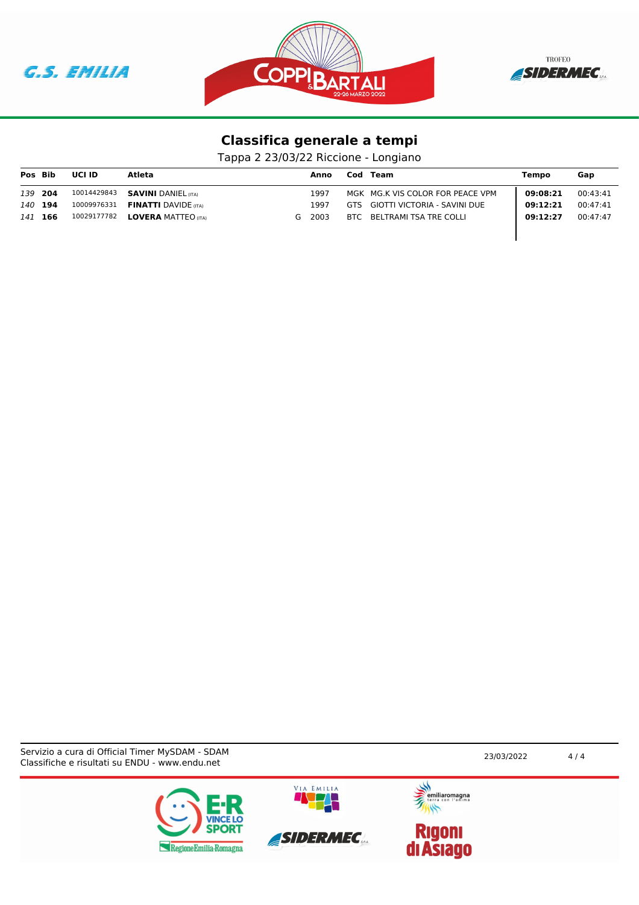# Classifica generale a tempi

Tappa 2 23/03/22 Riccione - Longiano

| Pos | Bib | UCI ID | Atleta | | Anno | Cod | Team | Tempo | Gap |
|---|---|---|---|---|---|---|---|---|---|
| *139* | **204** | 10014429843 | **SAVINI** DANIEL (ITA) | | 1997 | MGK | MG.K VIS COLOR FOR PEACE VPM | **09:08:21** | 00:43:41 |
| *140* | **194** | 10009976331 | **FINATTI** DAVIDE (ITA) | | 1997 | GTS | GIOTTI VICTORIA - SAVINI DUE | **09:12:21** | 00:47:41 |
| *141* | **166** | 10029177782 | **LOVERA** MATTEO (ITA) | G | 2003 | BTC | BELTRAMI TSA TRE COLLI | **09:12:27** | 00:47:47 |

Servizio a cura di Official Timer MySDAM - SDAM
Classifiche e risultati su ENDU - www.endu.net

23/03/2022